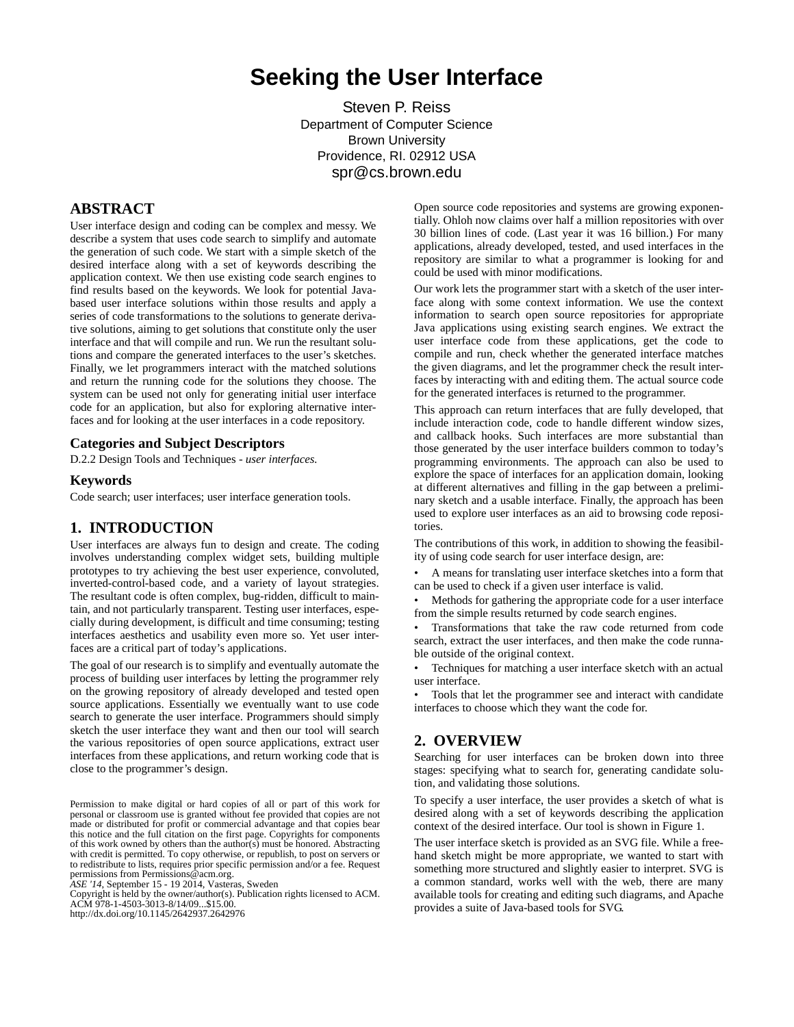# Seeking the User Interface

Steven P. Reiss
Department of Computer Science
Brown University
Providence, RI. 02912 USA
spr@cs.brown.edu

## ABSTRACT

User interface design and coding can be complex and messy. We describe a system that uses code search to simplify and automate the generation of such code. We start with a simple sketch of the desired interface along with a set of keywords describing the application context. We then use existing code search engines to find results based on the keywords. We look for potential Java-based user interface solutions within those results and apply a series of code transformations to the solutions to generate derivative solutions, aiming to get solutions that constitute only the user interface and that will compile and run. We run the resultant solutions and compare the generated interfaces to the user's sketches. Finally, we let programmers interact with the matched solutions and return the running code for the solutions they choose. The system can be used not only for generating initial user interface code for an application, but also for exploring alternative interfaces and for looking at the user interfaces in a code repository.

### Categories and Subject Descriptors

D.2.2 Design Tools and Techniques - *user interfaces.*

### Keywords

Code search; user interfaces; user interface generation tools.

## 1. INTRODUCTION

User interfaces are always fun to design and create. The coding involves understanding complex widget sets, building multiple prototypes to try achieving the best user experience, convoluted, inverted-control-based code, and a variety of layout strategies. The resultant code is often complex, bug-ridden, difficult to maintain, and not particularly transparent. Testing user interfaces, especially during development, is difficult and time consuming; testing interfaces aesthetics and usability even more so. Yet user interfaces are a critical part of today's applications.

The goal of our research is to simplify and eventually automate the process of building user interfaces by letting the programmer rely on the growing repository of already developed and tested open source applications. Essentially we eventually want to use code search to generate the user interface. Programmers should simply sketch the user interface they want and then our tool will search the various repositories of open source applications, extract user interfaces from these applications, and return working code that is close to the programmer's design.

Permission to make digital or hard copies of all or part of this work for personal or classroom use is granted without fee provided that copies are not made or distributed for profit or commercial advantage and that copies bear this notice and the full citation on the first page. Copyrights for components of this work owned by others than the author(s) must be honored. Abstracting with credit is permitted. To copy otherwise, or republish, to post on servers or to redistribute to lists, requires prior specific permission and/or a fee. Request permissions from Permissions@acm.org.
*ASE '14*, September 15 - 19 2014, Vasteras, Sweden
Copyright is held by the owner/author(s). Publication rights licensed to ACM.
ACM 978-1-4503-3013-8/14/09...$15.00.
http://dx.doi.org/10.1145/2642937.2642976

Open source code repositories and systems are growing exponentially. Ohloh now claims over half a million repositories with over 30 billion lines of code. (Last year it was 16 billion.) For many applications, already developed, tested, and used interfaces in the repository are similar to what a programmer is looking for and could be used with minor modifications.

Our work lets the programmer start with a sketch of the user interface along with some context information. We use the context information to search open source repositories for appropriate Java applications using existing search engines. We extract the user interface code from these applications, get the code to compile and run, check whether the generated interface matches the given diagrams, and let the programmer check the result interfaces by interacting with and editing them. The actual source code for the generated interfaces is returned to the programmer.

This approach can return interfaces that are fully developed, that include interaction code, code to handle different window sizes, and callback hooks. Such interfaces are more substantial than those generated by the user interface builders common to today's programming environments. The approach can also be used to explore the space of interfaces for an application domain, looking at different alternatives and filling in the gap between a preliminary sketch and a usable interface. Finally, the approach has been used to explore user interfaces as an aid to browsing code repositories.

The contributions of this work, in addition to showing the feasibility of using code search for user interface design, are:

- A means for translating user interface sketches into a form that can be used to check if a given user interface is valid.
- Methods for gathering the appropriate code for a user interface from the simple results returned by code search engines.
- Transformations that take the raw code returned from code search, extract the user interfaces, and then make the code runnable outside of the original context.
- Techniques for matching a user interface sketch with an actual user interface.
- Tools that let the programmer see and interact with candidate interfaces to choose which they want the code for.

## 2. OVERVIEW

Searching for user interfaces can be broken down into three stages: specifying what to search for, generating candidate solution, and validating those solutions.

To specify a user interface, the user provides a sketch of what is desired along with a set of keywords describing the application context of the desired interface. Our tool is shown in Figure 1.

The user interface sketch is provided as an SVG file. While a freehand sketch might be more appropriate, we wanted to start with something more structured and slightly easier to interpret. SVG is a common standard, works well with the web, there are many available tools for creating and editing such diagrams, and Apache provides a suite of Java-based tools for SVG.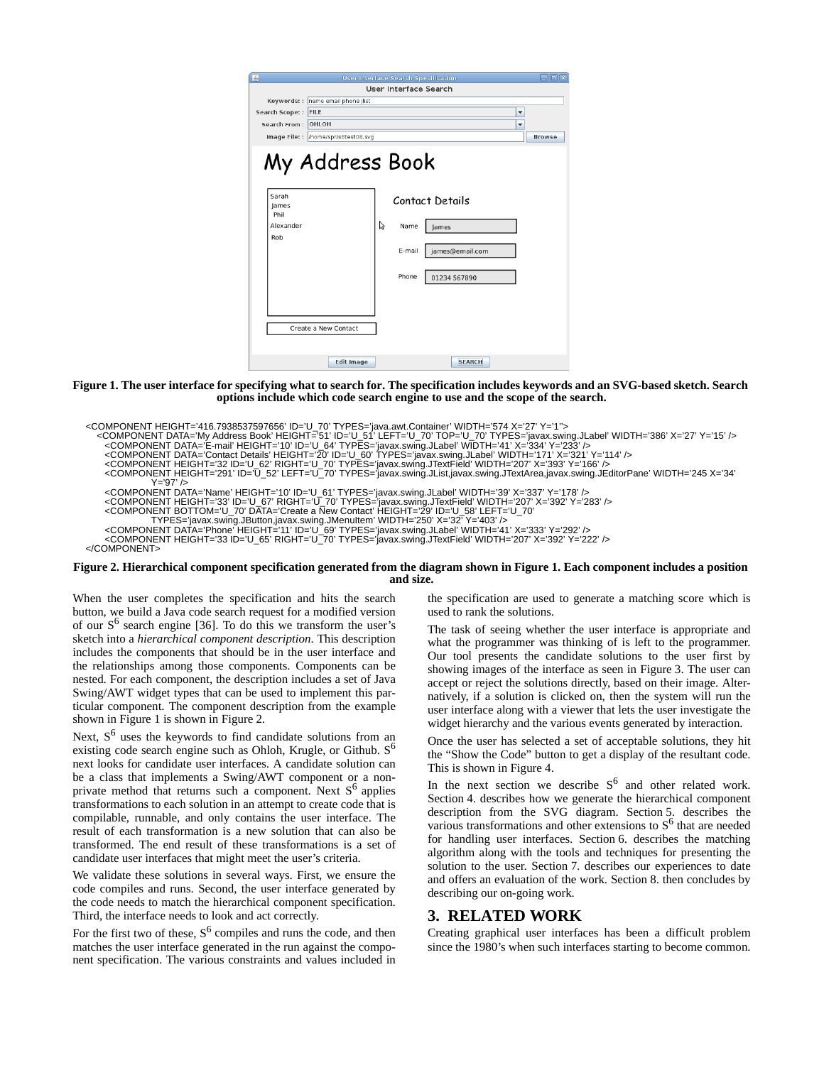Figure 1. The user interface for specifying what to search for. The specification includes keywords and an SVG-based sketch. Search options include which code search engine to use and the scope of the search.

```
<COMPONENT HEIGHT='416.7938537597656' ID='U_70' TYPES='java.awt.Container' WIDTH='574 X='27' Y='1''>
  <COMPONENT DATA='My Address Book' HEIGHT='51' ID='U_51' LEFT='U_70' TOP='U_70' TYPES='javax.swing.JLabel' WIDTH='386' X='27' Y='15' />
    <COMPONENT DATA='E-mail' HEIGHT='10' ID='U_64' TYPES='javax.swing.JLabel' WIDTH='41' X='334' Y='233' />
    <COMPONENT DATA='Contact Details' HEIGHT='20' ID='U_60' TYPES='javax.swing.JLabel' WIDTH='171' X='321' Y='114' />
    <COMPONENT HEIGHT='32 ID='U_62' RIGHT='U_70' TYPES='javax.swing.JTextField' WIDTH='207' X='393' Y='166' />
    <COMPONENT HEIGHT='291' ID='U_52' LEFT='U_70' TYPES='javax.swing.JList,javax.swing.JTextArea,javax.swing.JEditorPane' WIDTH='245 X='34'
            Y='97' />
    <COMPONENT DATA='Name' HEIGHT='10' ID='U_61' TYPES='javax.swing.JLabel' WIDTH='39' X='337' Y='178' />
    <COMPONENT HEIGHT='33' ID='U_67' RIGHT='U_70' TYPES='javax.swing.JTextField' WIDTH='207' X='392' Y='283' />
    <COMPONENT BOTTOM='U_70' DATA='Create a New Contact' HEIGHT='29' ID='U_58' LEFT='U_70'
            TYPES='javax.swing.JButton,javax.swing.JMenuItem' WIDTH='250' X='32' Y='403' />
    <COMPONENT DATA='Phone' HEIGHT='11' ID='U_69' TYPES='javax.swing.JLabel' WIDTH='41' X='333' Y='292' />
    <COMPONENT HEIGHT='33 ID='U_65' RIGHT='U_70' TYPES='javax.swing.JTextField' WIDTH='207' X='392' Y='222' />
</COMPONENT>
```

**Figure 2. Hierarchical component specification generated from the diagram shown in Figure 1. Each component includes a position and size.**

When the user completes the specification and hits the search button, we build a Java code search request for a modified version of our $S^6$ search engine [36]. To do this we transform the user's sketch into a *hierarchical component description*. This description includes the components that should be in the user interface and the relationships among those components. Components can be nested. For each component, the description includes a set of Java Swing/AWT widget types that can be used to implement this particular component. The component description from the example shown in Figure 1 is shown in Figure 2.

Next, $S^6$ uses the keywords to find candidate solutions from an existing code search engine such as Ohloh, Krugle, or Github. $S^6$ next looks for candidate user interfaces. A candidate solution can be a class that implements a Swing/AWT component or a non-private method that returns such a component. Next $S^6$ applies transformations to each solution in an attempt to create code that is compilable, runnable, and only contains the user interface. The result of each transformation is a new solution that can also be transformed. The end result of these transformations is a set of candidate user interfaces that might meet the user's criteria.

We validate these solutions in several ways. First, we ensure the code compiles and runs. Second, the user interface generated by the code needs to match the hierarchical component specification. Third, the interface needs to look and act correctly.

For the first two of these, $S^6$ compiles and runs the code, and then matches the user interface generated in the run against the component specification. The various constraints and values included in the specification are used to generate a matching score which is used to rank the solutions.

The task of seeing whether the user interface is appropriate and what the programmer was thinking of is left to the programmer. Our tool presents the candidate solutions to the user first by showing images of the interface as seen in Figure 3. The user can accept or reject the solutions directly, based on their image. Alternatively, if a solution is clicked on, then the system will run the user interface along with a viewer that lets the user investigate the widget hierarchy and the various events generated by interaction.

Once the user has selected a set of acceptable solutions, they hit the "Show the Code" button to get a display of the resultant code. This is shown in Figure 4.

In the next section we describe $S^6$ and other related work. Section 4. describes how we generate the hierarchical component description from the SVG diagram. Section 5. describes the various transformations and other extensions to $S^6$ that are needed for handling user interfaces. Section 6. describes the matching algorithm along with the tools and techniques for presenting the solution to the user. Section 7. describes our experiences to date and offers an evaluation of the work. Section 8. then concludes by describing our on-going work.

## 3. RELATED WORK

Creating graphical user interfaces has been a difficult problem since the 1980's when such interfaces starting to become common.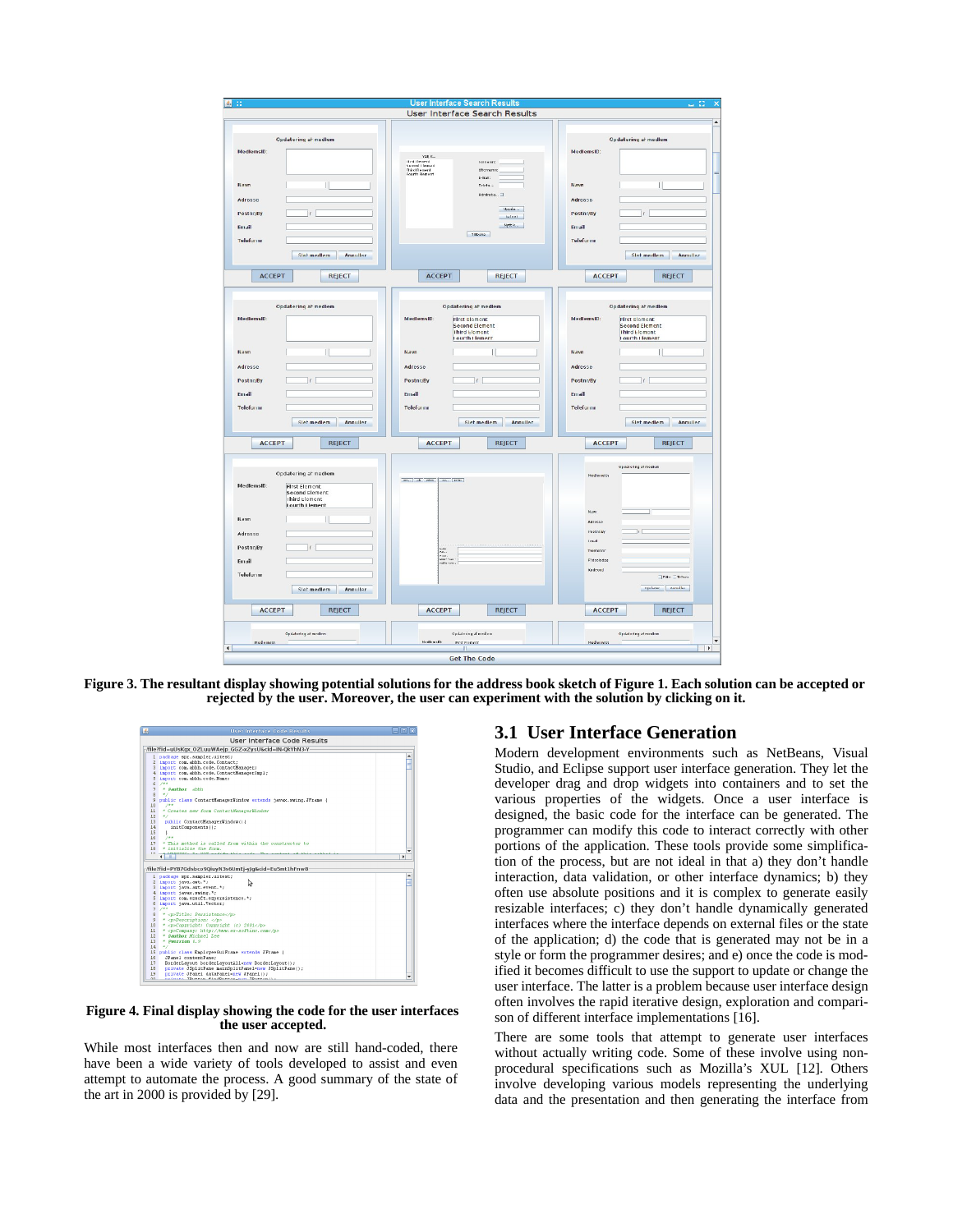**Figure 3. The resultant display showing potential solutions for the address book sketch of Figure 1. Each solution can be accepted or rejected by the user. Moreover, the user can experiment with the solution by clicking on it.**

**Figure 4. Final display showing the code for the user interfaces the user accepted.**

While most interfaces then and now are still hand-coded, there have been a wide variety of tools developed to assist and even attempt to automate the process. A good summary of the state of the art in 2000 is provided by [29].

## 3.1 User Interface Generation

Modern development environments such as NetBeans, Visual Studio, and Eclipse support user interface generation. They let the developer drag and drop widgets into containers and to set the various properties of the widgets. Once a user interface is designed, the basic code for the interface can be generated. The programmer can modify this code to interact correctly with other portions of the application. These tools provide some simplification of the process, but are not ideal in that a) they don't handle interaction, data validation, or other interface dynamics; b) they often use absolute positions and it is complex to generate easily resizable interfaces; c) they don't handle dynamically generated interfaces where the interface depends on external files or the state of the application; d) the code that is generated may not be in a style or form the programmer desires; and e) once the code is modified it becomes difficult to use the support to update or change the user interface. The latter is a problem because user interface design often involves the rapid iterative design, exploration and comparison of different interface implementations [16].

There are some tools that attempt to generate user interfaces without actually writing code. Some of these involve using non-procedural specifications such as Mozilla's XUL [12]. Others involve developing various models representing the underlying data and the presentation and then generating the interface from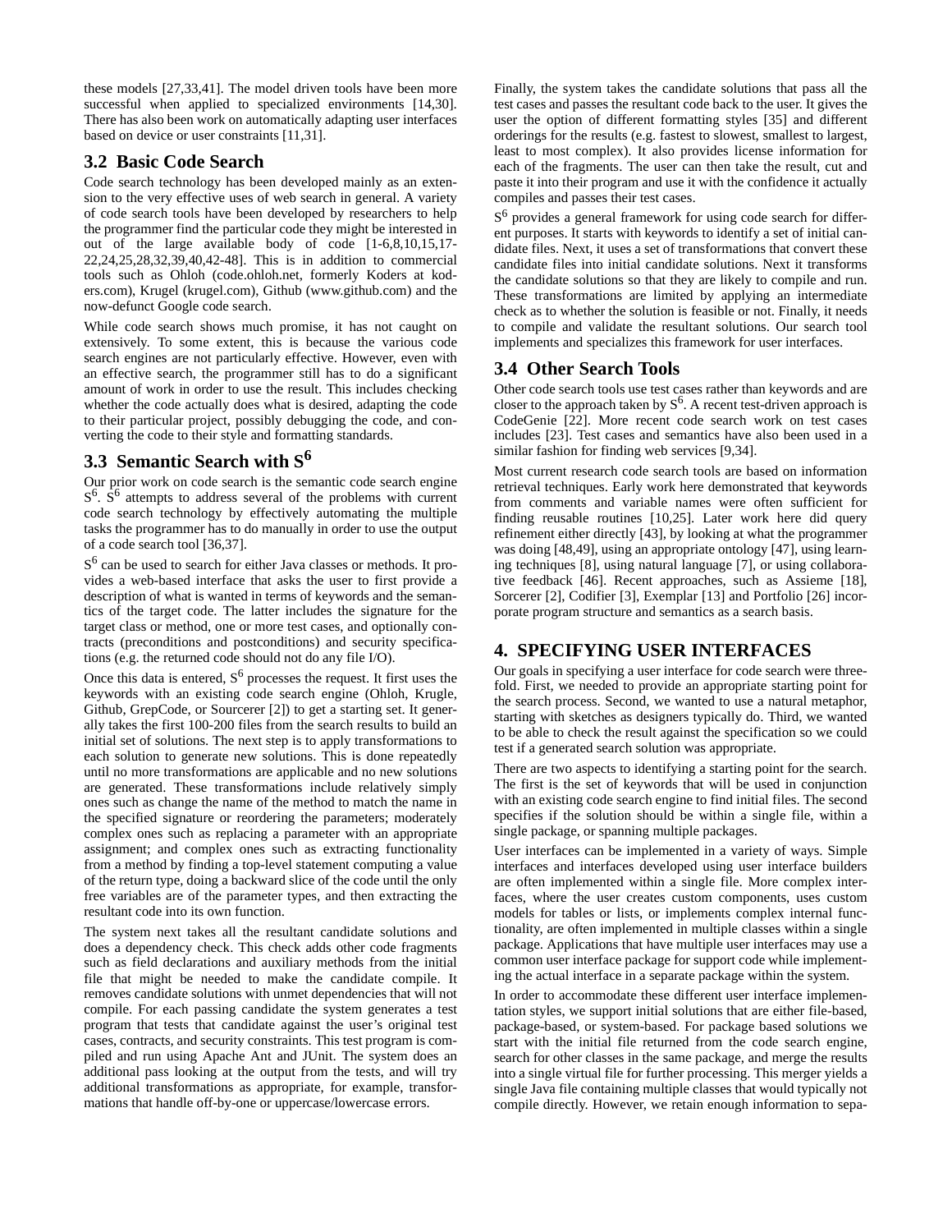these models [27,33,41]. The model driven tools have been more successful when applied to specialized environments [14,30]. There has also been work on automatically adapting user interfaces based on device or user constraints [11,31].

## 3.2 Basic Code Search

Code search technology has been developed mainly as an extension to the very effective uses of web search in general. A variety of code search tools have been developed by researchers to help the programmer find the particular code they might be interested in out of the large available body of code [1-6,8,10,15,17-22,24,25,28,32,39,40,42-48]. This is in addition to commercial tools such as Ohloh (code.ohloh.net, formerly Koders at koders.com), Krugel (krugel.com), Github (www.github.com) and the now-defunct Google code search.

While code search shows much promise, it has not caught on extensively. To some extent, this is because the various code search engines are not particularly effective. However, even with an effective search, the programmer still has to do a significant amount of work in order to use the result. This includes checking whether the code actually does what is desired, adapting the code to their particular project, possibly debugging the code, and converting the code to their style and formatting standards.

## 3.3 Semantic Search with $S^6$

Our prior work on code search is the semantic code search engine $S^6$. $S^6$ attempts to address several of the problems with current code search technology by effectively automating the multiple tasks the programmer has to do manually in order to use the output of a code search tool [36,37].

$S^6$ can be used to search for either Java classes or methods. It provides a web-based interface that asks the user to first provide a description of what is wanted in terms of keywords and the semantics of the target code. The latter includes the signature for the target class or method, one or more test cases, and optionally contracts (preconditions and postconditions) and security specifications (e.g. the returned code should not do any file I/O).

Once this data is entered, $S^6$ processes the request. It first uses the keywords with an existing code search engine (Ohloh, Krugle, Github, GrepCode, or Sourcerer [2]) to get a starting set. It generally takes the first 100-200 files from the search results to build an initial set of solutions. The next step is to apply transformations to each solution to generate new solutions. This is done repeatedly until no more transformations are applicable and no new solutions are generated. These transformations include relatively simply ones such as change the name of the method to match the name in the specified signature or reordering the parameters; moderately complex ones such as replacing a parameter with an appropriate assignment; and complex ones such as extracting functionality from a method by finding a top-level statement computing a value of the return type, doing a backward slice of the code until the only free variables are of the parameter types, and then extracting the resultant code into its own function.

The system next takes all the resultant candidate solutions and does a dependency check. This check adds other code fragments such as field declarations and auxiliary methods from the initial file that might be needed to make the candidate compile. It removes candidate solutions with unmet dependencies that will not compile. For each passing candidate the system generates a test program that tests that candidate against the user's original test cases, contracts, and security constraints. This test program is compiled and run using Apache Ant and JUnit. The system does an additional pass looking at the output from the tests, and will try additional transformations as appropriate, for example, transformations that handle off-by-one or uppercase/lowercase errors.

Finally, the system takes the candidate solutions that pass all the test cases and passes the resultant code back to the user. It gives the user the option of different formatting styles [35] and different orderings for the results (e.g. fastest to slowest, smallest to largest, least to most complex). It also provides license information for each of the fragments. The user can then take the result, cut and paste it into their program and use it with the confidence it actually compiles and passes their test cases.

$S^6$ provides a general framework for using code search for different purposes. It starts with keywords to identify a set of initial candidate files. Next, it uses a set of transformations that convert these candidate files into initial candidate solutions. Next it transforms the candidate solutions so that they are likely to compile and run. These transformations are limited by applying an intermediate check as to whether the solution is feasible or not. Finally, it needs to compile and validate the resultant solutions. Our search tool implements and specializes this framework for user interfaces.

## 3.4 Other Search Tools

Other code search tools use test cases rather than keywords and are closer to the approach taken by $S^6$. A recent test-driven approach is CodeGenie [22]. More recent code search work on test cases includes [23]. Test cases and semantics have also been used in a similar fashion for finding web services [9,34].

Most current research code search tools are based on information retrieval techniques. Early work here demonstrated that keywords from comments and variable names were often sufficient for finding reusable routines [10,25]. Later work here did query refinement either directly [43], by looking at what the programmer was doing [48,49], using an appropriate ontology [47], using learning techniques [8], using natural language [7], or using collaborative feedback [46]. Recent approaches, such as Assieme [18], Sorcerer [2], Codifier [3], Exemplar [13] and Portfolio [26] incorporate program structure and semantics as a search basis.

# 4. SPECIFYING USER INTERFACES

Our goals in specifying a user interface for code search were threefold. First, we needed to provide an appropriate starting point for the search process. Second, we wanted to use a natural metaphor, starting with sketches as designers typically do. Third, we wanted to be able to check the result against the specification so we could test if a generated search solution was appropriate.

There are two aspects to identifying a starting point for the search. The first is the set of keywords that will be used in conjunction with an existing code search engine to find initial files. The second specifies if the solution should be within a single file, within a single package, or spanning multiple packages.

User interfaces can be implemented in a variety of ways. Simple interfaces and interfaces developed using user interface builders are often implemented within a single file. More complex interfaces, where the user creates custom components, uses custom models for tables or lists, or implements complex internal functionality, are often implemented in multiple classes within a single package. Applications that have multiple user interfaces may use a common user interface package for support code while implementing the actual interface in a separate package within the system.

In order to accommodate these different user interface implementation styles, we support initial solutions that are either file-based, package-based, or system-based. For package based solutions we start with the initial file returned from the code search engine, search for other classes in the same package, and merge the results into a single virtual file for further processing. This merger yields a single Java file containing multiple classes that would typically not compile directly. However, we retain enough information to sepa-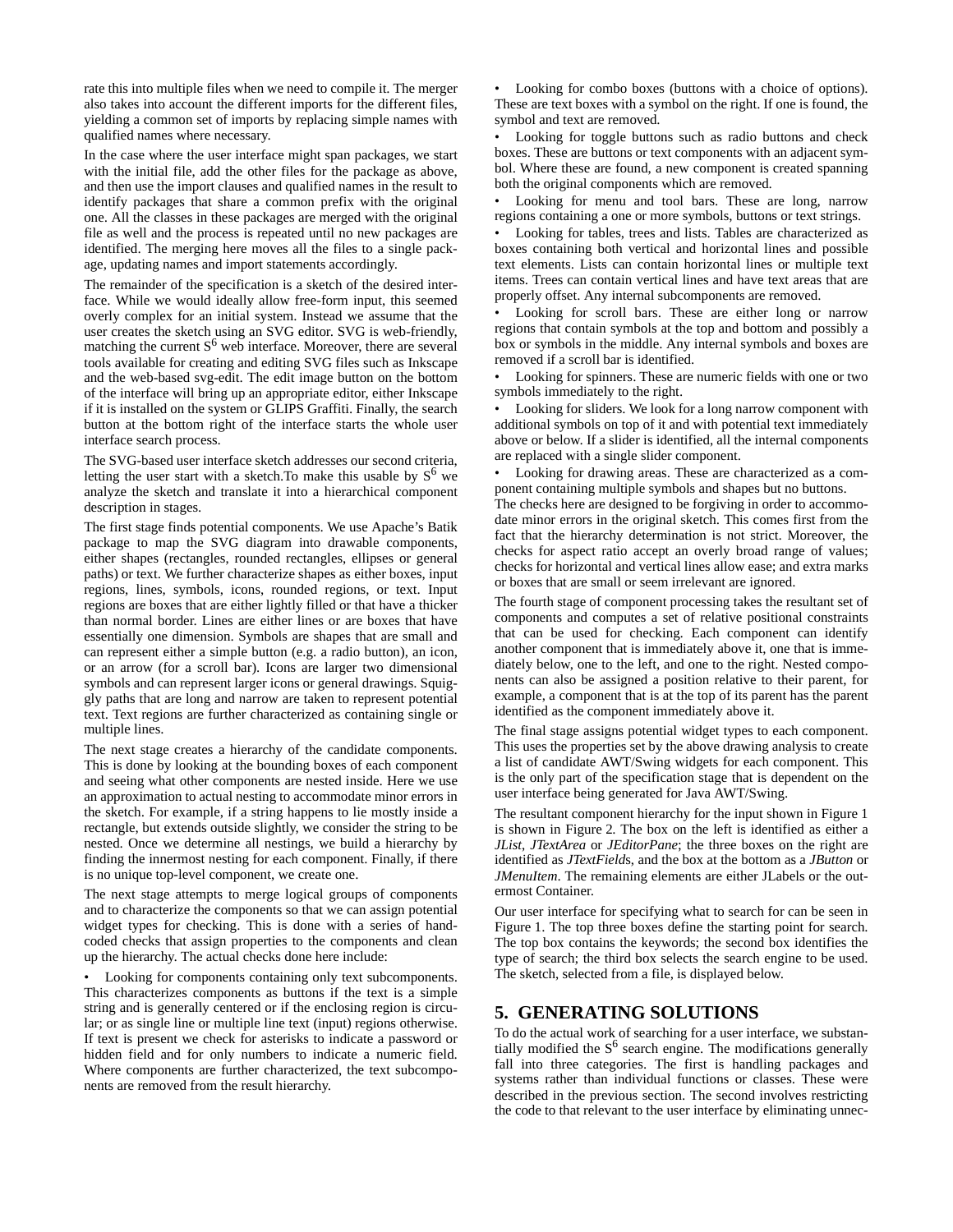rate this into multiple files when we need to compile it. The merger also takes into account the different imports for the different files, yielding a common set of imports by replacing simple names with qualified names where necessary.

In the case where the user interface might span packages, we start with the initial file, add the other files for the package as above, and then use the import clauses and qualified names in the result to identify packages that share a common prefix with the original one. All the classes in these packages are merged with the original file as well and the process is repeated until no new packages are identified. The merging here moves all the files to a single package, updating names and import statements accordingly.

The remainder of the specification is a sketch of the desired interface. While we would ideally allow free-form input, this seemed overly complex for an initial system. Instead we assume that the user creates the sketch using an SVG editor. SVG is web-friendly, matching the current $S^6$ web interface. Moreover, there are several tools available for creating and editing SVG files such as Inkscape and the web-based svg-edit. The edit image button on the bottom of the interface will bring up an appropriate editor, either Inkscape if it is installed on the system or GLIPS Graffiti. Finally, the search button at the bottom right of the interface starts the whole user interface search process.

The SVG-based user interface sketch addresses our second criteria, letting the user start with a sketch.To make this usable by $S^6$ we analyze the sketch and translate it into a hierarchical component description in stages.

The first stage finds potential components. We use Apache's Batik package to map the SVG diagram into drawable components, either shapes (rectangles, rounded rectangles, ellipses or general paths) or text. We further characterize shapes as either boxes, input regions, lines, symbols, icons, rounded regions, or text. Input regions are boxes that are either lightly filled or that have a thicker than normal border. Lines are either lines or are boxes that have essentially one dimension. Symbols are shapes that are small and can represent either a simple button (e.g. a radio button), an icon, or an arrow (for a scroll bar). Icons are larger two dimensional symbols and can represent larger icons or general drawings. Squiggly paths that are long and narrow are taken to represent potential text. Text regions are further characterized as containing single or multiple lines.

The next stage creates a hierarchy of the candidate components. This is done by looking at the bounding boxes of each component and seeing what other components are nested inside. Here we use an approximation to actual nesting to accommodate minor errors in the sketch. For example, if a string happens to lie mostly inside a rectangle, but extends outside slightly, we consider the string to be nested. Once we determine all nestings, we build a hierarchy by finding the innermost nesting for each component. Finally, if there is no unique top-level component, we create one.

The next stage attempts to merge logical groups of components and to characterize the components so that we can assign potential widget types for checking. This is done with a series of hand-coded checks that assign properties to the components and clean up the hierarchy. The actual checks done here include:

- Looking for components containing only text subcomponents. This characterizes components as buttons if the text is a simple string and is generally centered or if the enclosing region is circular; or as single line or multiple line text (input) regions otherwise. If text is present we check for asterisks to indicate a password or hidden field and for only numbers to indicate a numeric field. Where components are further characterized, the text subcomponents are removed from the result hierarchy.
- Looking for combo boxes (buttons with a choice of options). These are text boxes with a symbol on the right. If one is found, the symbol and text are removed.
- Looking for toggle buttons such as radio buttons and check boxes. These are buttons or text components with an adjacent symbol. Where these are found, a new component is created spanning both the original components which are removed.
- Looking for menu and tool bars. These are long, narrow regions containing a one or more symbols, buttons or text strings.
- Looking for tables, trees and lists. Tables are characterized as boxes containing both vertical and horizontal lines and possible text elements. Lists can contain horizontal lines or multiple text items. Trees can contain vertical lines and have text areas that are properly offset. Any internal subcomponents are removed.
- Looking for scroll bars. These are either long or narrow regions that contain symbols at the top and bottom and possibly a box or symbols in the middle. Any internal symbols and boxes are removed if a scroll bar is identified.
- Looking for spinners. These are numeric fields with one or two symbols immediately to the right.
- Looking for sliders. We look for a long narrow component with additional symbols on top of it and with potential text immediately above or below. If a slider is identified, all the internal components are replaced with a single slider component.
- Looking for drawing areas. These are characterized as a component containing multiple symbols and shapes but no buttons.

The checks here are designed to be forgiving in order to accommodate minor errors in the original sketch. This comes first from the fact that the hierarchy determination is not strict. Moreover, the checks for aspect ratio accept an overly broad range of values; checks for horizontal and vertical lines allow ease; and extra marks or boxes that are small or seem irrelevant are ignored.

The fourth stage of component processing takes the resultant set of components and computes a set of relative positional constraints that can be used for checking. Each component can identify another component that is immediately above it, one that is immediately below, one to the left, and one to the right. Nested components can also be assigned a position relative to their parent, for example, a component that is at the top of its parent has the parent identified as the component immediately above it.

The final stage assigns potential widget types to each component. This uses the properties set by the above drawing analysis to create a list of candidate AWT/Swing widgets for each component. This is the only part of the specification stage that is dependent on the user interface being generated for Java AWT/Swing.

The resultant component hierarchy for the input shown in Figure 1 is shown in Figure 2. The box on the left is identified as either a *JList*, *JTextArea* or *JEditorPane*; the three boxes on the right are identified as *JTextField*s, and the box at the bottom as a *JButton* or *JMenuItem*. The remaining elements are either JLabels or the outermost Container.

Our user interface for specifying what to search for can be seen in Figure 1. The top three boxes define the starting point for search. The top box contains the keywords; the second box identifies the type of search; the third box selects the search engine to be used. The sketch, selected from a file, is displayed below.

## 5. GENERATING SOLUTIONS

To do the actual work of searching for a user interface, we substantially modified the $S^6$ search engine. The modifications generally fall into three categories. The first is handling packages and systems rather than individual functions or classes. These were described in the previous section. The second involves restricting the code to that relevant to the user interface by eliminating unnec-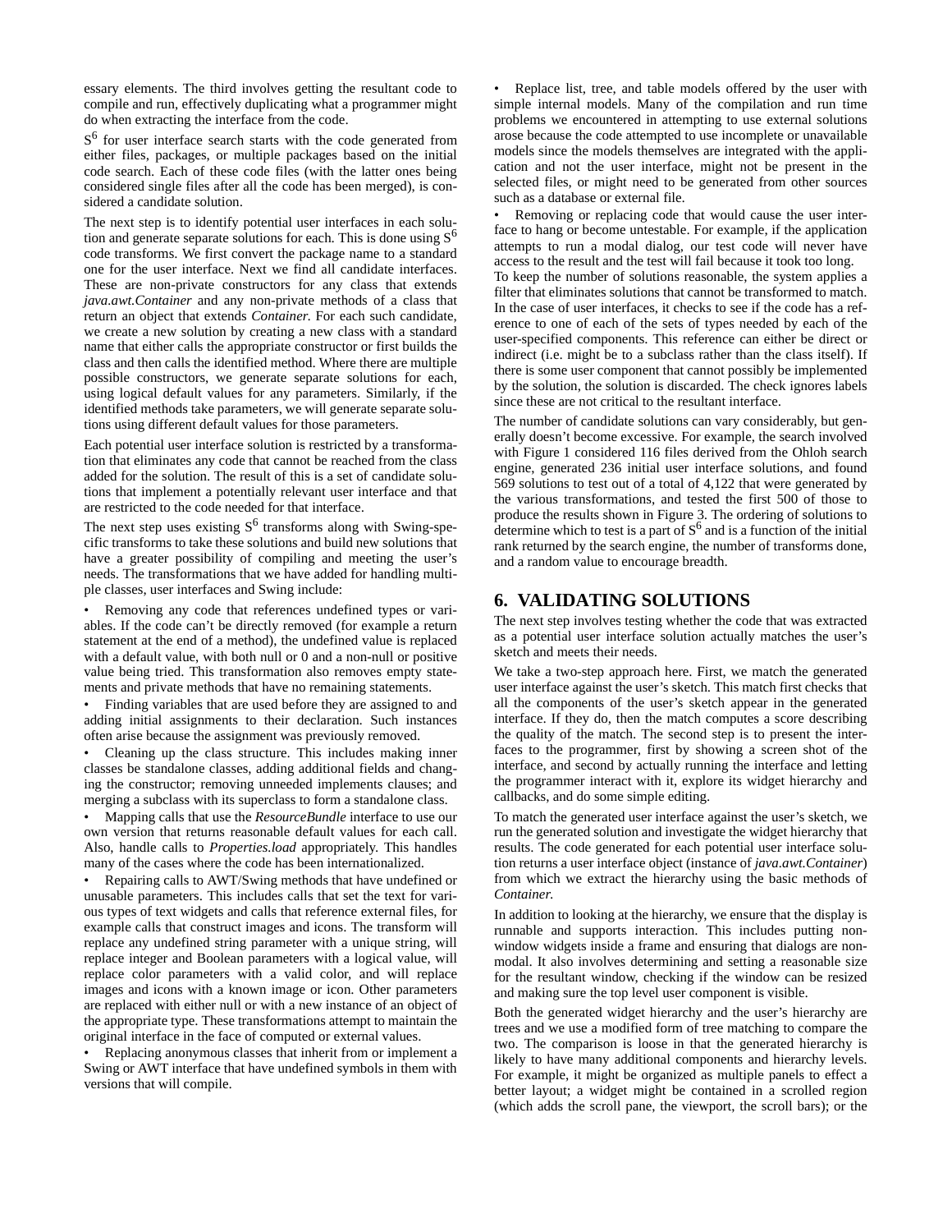essary elements. The third involves getting the resultant code to compile and run, effectively duplicating what a programmer might do when extracting the interface from the code.

$S^6$ for user interface search starts with the code generated from either files, packages, or multiple packages based on the initial code search. Each of these code files (with the latter ones being considered single files after all the code has been merged), is considered a candidate solution.

The next step is to identify potential user interfaces in each solution and generate separate solutions for each. This is done using $S^6$ code transforms. We first convert the package name to a standard one for the user interface. Next we find all candidate interfaces. These are non-private constructors for any class that extends *java.awt.Container* and any non-private methods of a class that return an object that extends *Container.* For each such candidate, we create a new solution by creating a new class with a standard name that either calls the appropriate constructor or first builds the class and then calls the identified method. Where there are multiple possible constructors, we generate separate solutions for each, using logical default values for any parameters. Similarly, if the identified methods take parameters, we will generate separate solutions using different default values for those parameters.

Each potential user interface solution is restricted by a transformation that eliminates any code that cannot be reached from the class added for the solution. The result of this is a set of candidate solutions that implement a potentially relevant user interface and that are restricted to the code needed for that interface.

The next step uses existing $S^6$ transforms along with Swing-specific transforms to take these solutions and build new solutions that have a greater possibility of compiling and meeting the user's needs. The transformations that we have added for handling multiple classes, user interfaces and Swing include:

- Removing any code that references undefined types or variables. If the code can't be directly removed (for example a return statement at the end of a method), the undefined value is replaced with a default value, with both null or 0 and a non-null or positive value being tried. This transformation also removes empty statements and private methods that have no remaining statements.
- Finding variables that are used before they are assigned to and adding initial assignments to their declaration. Such instances often arise because the assignment was previously removed.
- Cleaning up the class structure. This includes making inner classes be standalone classes, adding additional fields and changing the constructor; removing unneeded implements clauses; and merging a subclass with its superclass to form a standalone class.
- Mapping calls that use the *ResourceBundle* interface to use our own version that returns reasonable default values for each call. Also, handle calls to *Properties.load* appropriately. This handles many of the cases where the code has been internationalized.
- Repairing calls to AWT/Swing methods that have undefined or unusable parameters. This includes calls that set the text for various types of text widgets and calls that reference external files, for example calls that construct images and icons. The transform will replace any undefined string parameter with a unique string, will replace integer and Boolean parameters with a logical value, will replace color parameters with a valid color, and will replace images and icons with a known image or icon. Other parameters are replaced with either null or with a new instance of an object of the appropriate type. These transformations attempt to maintain the original interface in the face of computed or external values.
- Replacing anonymous classes that inherit from or implement a Swing or AWT interface that have undefined symbols in them with versions that will compile.
- Replace list, tree, and table models offered by the user with simple internal models. Many of the compilation and run time problems we encountered in attempting to use external solutions arose because the code attempted to use incomplete or unavailable models since the models themselves are integrated with the application and not the user interface, might not be present in the selected files, or might need to be generated from other sources such as a database or external file.
- Removing or replacing code that would cause the user interface to hang or become untestable. For example, if the application attempts to run a modal dialog, our test code will never have access to the result and the test will fail because it took too long.

To keep the number of solutions reasonable, the system applies a filter that eliminates solutions that cannot be transformed to match. In the case of user interfaces, it checks to see if the code has a reference to one of each of the sets of types needed by each of the user-specified components. This reference can either be direct or indirect (i.e. might be to a subclass rather than the class itself). If there is some user component that cannot possibly be implemented by the solution, the solution is discarded. The check ignores labels since these are not critical to the resultant interface.

The number of candidate solutions can vary considerably, but generally doesn't become excessive. For example, the search involved with Figure 1 considered 116 files derived from the Ohloh search engine, generated 236 initial user interface solutions, and found 569 solutions to test out of a total of 4,122 that were generated by the various transformations, and tested the first 500 of those to produce the results shown in Figure 3. The ordering of solutions to determine which to test is a part of $S^6$ and is a function of the initial rank returned by the search engine, the number of transforms done, and a random value to encourage breadth.

## 6. VALIDATING SOLUTIONS

The next step involves testing whether the code that was extracted as a potential user interface solution actually matches the user's sketch and meets their needs.

We take a two-step approach here. First, we match the generated user interface against the user's sketch. This match first checks that all the components of the user's sketch appear in the generated interface. If they do, then the match computes a score describing the quality of the match. The second step is to present the interfaces to the programmer, first by showing a screen shot of the interface, and second by actually running the interface and letting the programmer interact with it, explore its widget hierarchy and callbacks, and do some simple editing.

To match the generated user interface against the user's sketch, we run the generated solution and investigate the widget hierarchy that results. The code generated for each potential user interface solution returns a user interface object (instance of *java.awt.Container*) from which we extract the hierarchy using the basic methods of *Container.*

In addition to looking at the hierarchy, we ensure that the display is runnable and supports interaction. This includes putting non-window widgets inside a frame and ensuring that dialogs are non-modal. It also involves determining and setting a reasonable size for the resultant window, checking if the window can be resized and making sure the top level user component is visible.

Both the generated widget hierarchy and the user's hierarchy are trees and we use a modified form of tree matching to compare the two. The comparison is loose in that the generated hierarchy is likely to have many additional components and hierarchy levels. For example, it might be organized as multiple panels to effect a better layout; a widget might be contained in a scrolled region (which adds the scroll pane, the viewport, the scroll bars); or the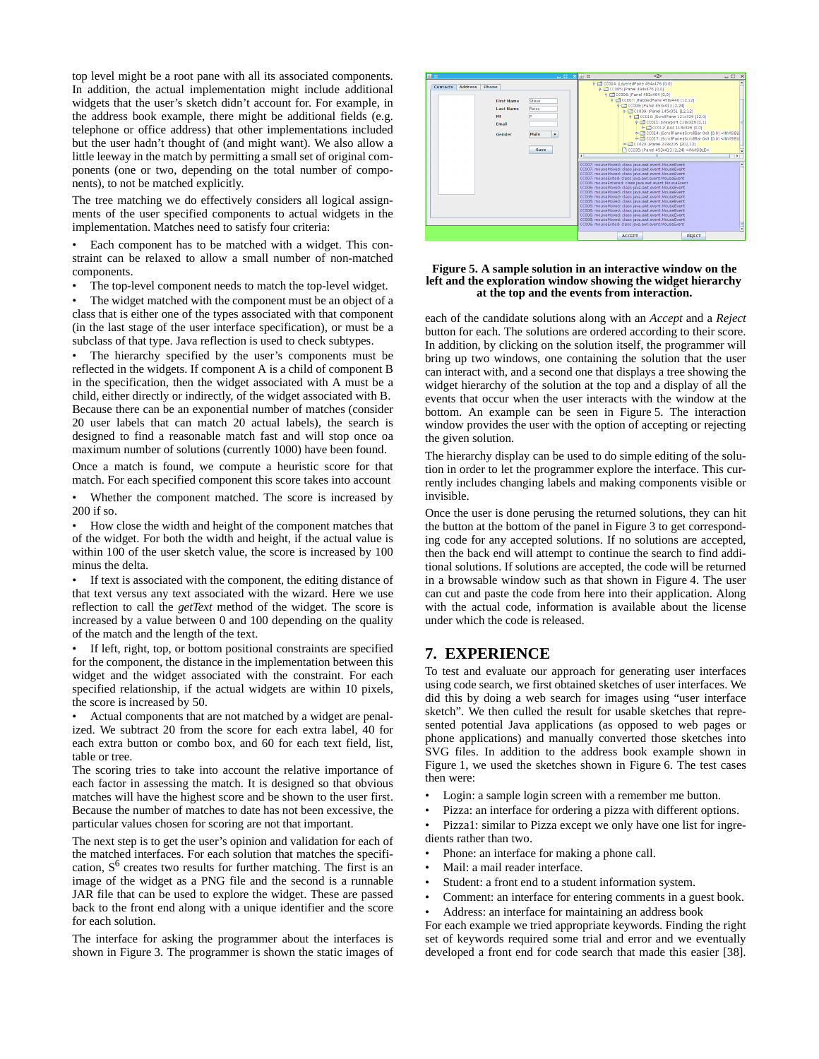top level might be a root pane with all its associated components. In addition, the actual implementation might include additional widgets that the user's sketch didn't account for. For example, in the address book example, there might be additional fields (e.g. telephone or office address) that other implementations included but the user hadn't thought of (and might want). We also allow a little leeway in the match by permitting a small set of original components (one or two, depending on the total number of components), to not be matched explicitly.

The tree matching we do effectively considers all logical assignments of the user specified components to actual widgets in the implementation. Matches need to satisfy four criteria:

- Each component has to be matched with a widget. This constraint can be relaxed to allow a small number of non-matched components.
- The top-level component needs to match the top-level widget.
- The widget matched with the component must be an object of a class that is either one of the types associated with that component (in the last stage of the user interface specification), or must be a subclass of that type. Java reflection is used to check subtypes.
- The hierarchy specified by the user's components must be reflected in the widgets. If component A is a child of component B in the specification, then the widget associated with A must be a child, either directly or indirectly, of the widget associated with B.

Because there can be an exponential number of matches (consider 20 user labels that can match 20 actual labels), the search is designed to find a reasonable match fast and will stop once oa maximum number of solutions (currently 1000) have been found.

Once a match is found, we compute a heuristic score for that match. For each specified component this score takes into account

- Whether the component matched. The score is increased by 200 if so.
- How close the width and height of the component matches that of the widget. For both the width and height, if the actual value is within 100 of the user sketch value, the score is increased by 100 minus the delta.
- If text is associated with the component, the editing distance of that text versus any text associated with the wizard. Here we use reflection to call the *getText* method of the widget. The score is increased by a value between 0 and 100 depending on the quality of the match and the length of the text.
- If left, right, top, or bottom positional constraints are specified for the component, the distance in the implementation between this widget and the widget associated with the constraint. For each specified relationship, if the actual widgets are within 10 pixels, the score is increased by 50.
- Actual components that are not matched by a widget are penalized. We subtract 20 from the score for each extra label, 40 for each extra button or combo box, and 60 for each text field, list, table or tree.

The scoring tries to take into account the relative importance of each factor in assessing the match. It is designed so that obvious matches will have the highest score and be shown to the user first. Because the number of matches to date has not been excessive, the particular values chosen for scoring are not that important.

The next step is to get the user's opinion and validation for each of the matched interfaces. For each solution that matches the specification, $S^6$ creates two results for further matching. The first is an image of the widget as a PNG file and the second is a runnable JAR file that can be used to explore the widget. These are passed back to the front end along with a unique identifier and the score for each solution.

The interface for asking the programmer about the interfaces is shown in Figure 3. The programmer is shown the static images of each of the candidate solutions along with an *Accept* and a *Reject* button for each. The solutions are ordered according to their score. In addition, by clicking on the solution itself, the programmer will bring up two windows, one containing the solution that the user can interact with, and a second one that displays a tree showing the widget hierarchy of the solution at the top and a display of all the events that occur when the user interacts with the window at the bottom. An example can be seen in Figure 5. The interaction window provides the user with the option of accepting or rejecting the given solution.

**Figure 5. A sample solution in an interactive window on the left and the exploration window showing the widget hierarchy at the top and the events from interaction.**

The hierarchy display can be used to do simple editing of the solution in order to let the programmer explore the interface. This currently includes changing labels and making components visible or invisible.

Once the user is done perusing the returned solutions, they can hit the button at the bottom of the panel in Figure 3 to get corresponding code for any accepted solutions. If no solutions are accepted, then the back end will attempt to continue the search to find additional solutions. If solutions are accepted, the code will be returned in a browsable window such as that shown in Figure 4. The user can cut and paste the code from here into their application. Along with the actual code, information is available about the license under which the code is released.

## 7. EXPERIENCE

To test and evaluate our approach for generating user interfaces using code search, we first obtained sketches of user interfaces. We did this by doing a web search for images using "user interface sketch". We then culled the result for usable sketches that represented potential Java applications (as opposed to web pages or phone applications) and manually converted those sketches into SVG files. In addition to the address book example shown in Figure 1, we used the sketches shown in Figure 6. The test cases then were:

- Login: a sample login screen with a remember me button.
- Pizza: an interface for ordering a pizza with different options.
- Pizza1: similar to Pizza except we only have one list for ingredients rather than two.
- Phone: an interface for making a phone call.
- Mail: a mail reader interface.
- Student: a front end to a student information system.
- Comment: an interface for entering comments in a guest book.
- Address: an interface for maintaining an address book

For each example we tried appropriate keywords. Finding the right set of keywords required some trial and error and we eventually developed a front end for code search that made this easier [38].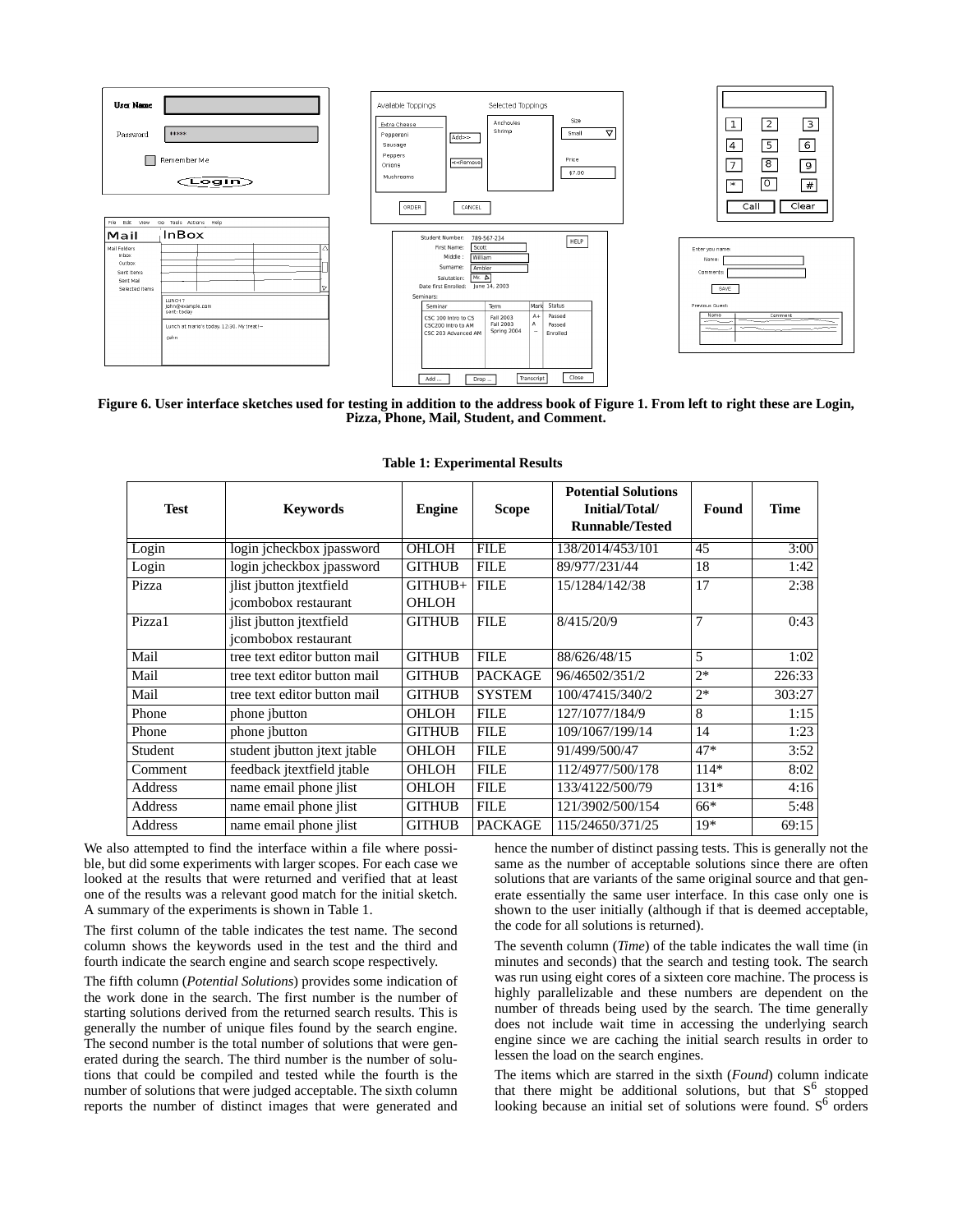**Figure 6. User interface sketches used for testing in addition to the address book of Figure 1. From left to right these are Login, Pizza, Phone, Mail, Student, and Comment.**

**Table 1: Experimental Results**

| Test | Keywords | Engine | Scope | Potential Solutions Initial/Total/ Runnable/Tested | Found | Time |
|---|---|---|---|---|---|---|
| Login | login jcheckbox jpassword | OHLOH | FILE | 138/2014/453/101 | 45 | 3:00 |
| Login | login jcheckbox jpassword | GITHUB | FILE | 89/977/231/44 | 18 | 1:42 |
| Pizza | jlist jbutton jtextfield jcombobox restaurant | GITHUB+ OHLOH | FILE | 15/1284/142/38 | 17 | 2:38 |
| Pizza1 | jlist jbutton jtextfield jcombobox restaurant | GITHUB | FILE | 8/415/20/9 | 7 | 0:43 |
| Mail | tree text editor button mail | GITHUB | FILE | 88/626/48/15 | 5 | 1:02 |
| Mail | tree text editor button mail | GITHUB | PACKAGE | 96/46502/351/2 | 2* | 226:33 |
| Mail | tree text editor button mail | GITHUB | SYSTEM | 100/47415/340/2 | 2* | 303:27 |
| Phone | phone jbutton | OHLOH | FILE | 127/1077/184/9 | 8 | 1:15 |
| Phone | phone jbutton | GITHUB | FILE | 109/1067/199/14 | 14 | 1:23 |
| Student | student jbutton jtext jtable | OHLOH | FILE | 91/499/500/47 | 47* | 3:52 |
| Comment | feedback jtextfield jtable | OHLOH | FILE | 112/4977/500/178 | 114* | 8:02 |
| Address | name email phone jlist | OHLOH | FILE | 133/4122/500/79 | 131* | 4:16 |
| Address | name email phone jlist | GITHUB | FILE | 121/3902/500/154 | 66* | 5:48 |
| Address | name email phone jlist | GITHUB | PACKAGE | 115/24650/371/25 | 19* | 69:15 |

We also attempted to find the interface within a file where possible, but did some experiments with larger scopes. For each case we looked at the results that were returned and verified that at least one of the results was a relevant good match for the initial sketch. A summary of the experiments is shown in Table 1.

The first column of the table indicates the test name. The second column shows the keywords used in the test and the third and fourth indicate the search engine and search scope respectively.

The fifth column (*Potential Solutions*) provides some indication of the work done in the search. The first number is the number of starting solutions derived from the returned search results. This is generally the number of unique files found by the search engine. The second number is the total number of solutions that were generated during the search. The third number is the number of solutions that could be compiled and tested while the fourth is the number of solutions that were judged acceptable. The sixth column reports the number of distinct images that were generated and hence the number of distinct passing tests. This is generally not the same as the number of acceptable solutions since there are often solutions that are variants of the same original source and that generate essentially the same user interface. In this case only one is shown to the user initially (although if that is deemed acceptable, the code for all solutions is returned).

The seventh column (*Time*) of the table indicates the wall time (in minutes and seconds) that the search and testing took. The search was run using eight cores of a sixteen core machine. The process is highly parallelizable and these numbers are dependent on the number of threads being used by the search. The time generally does not include wait time in accessing the underlying search engine since we are caching the initial search results in order to lessen the load on the search engines.

The items which are starred in the sixth (*Found*) column indicate that there might be additional solutions, but that $S^6$ stopped looking because an initial set of solutions were found. $S^6$ orders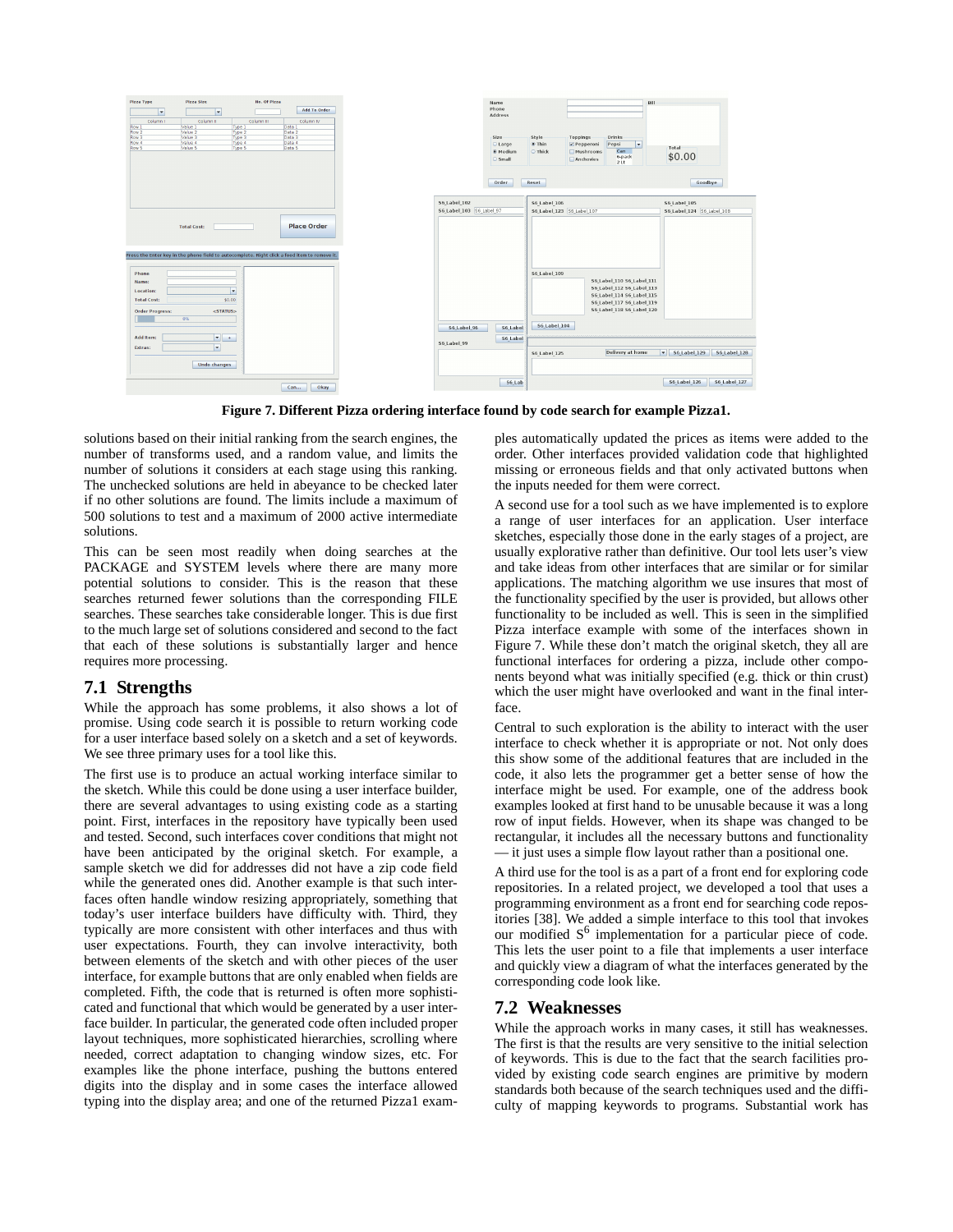Figure 7. Different Pizza ordering interface found by code search for example Pizza1.

solutions based on their initial ranking from the search engines, the number of transforms used, and a random value, and limits the number of solutions it considers at each stage using this ranking. The unchecked solutions are held in abeyance to be checked later if no other solutions are found. The limits include a maximum of 500 solutions to test and a maximum of 2000 active intermediate solutions.

This can be seen most readily when doing searches at the PACKAGE and SYSTEM levels where there are many more potential solutions to consider. This is the reason that these searches returned fewer solutions than the corresponding FILE searches. These searches take considerable longer. This is due first to the much large set of solutions considered and second to the fact that each of these solutions is substantially larger and hence requires more processing.

## 7.1 Strengths

While the approach has some problems, it also shows a lot of promise. Using code search it is possible to return working code for a user interface based solely on a sketch and a set of keywords. We see three primary uses for a tool like this.

The first use is to produce an actual working interface similar to the sketch. While this could be done using a user interface builder, there are several advantages to using existing code as a starting point. First, interfaces in the repository have typically been used and tested. Second, such interfaces cover conditions that might not have been anticipated by the original sketch. For example, a sample sketch we did for addresses did not have a zip code field while the generated ones did. Another example is that such interfaces often handle window resizing appropriately, something that today's user interface builders have difficulty with. Third, they typically are more consistent with other interfaces and thus with user expectations. Fourth, they can involve interactivity, both between elements of the sketch and with other pieces of the user interface, for example buttons that are only enabled when fields are completed. Fifth, the code that is returned is often more sophisticated and functional that which would be generated by a user interface builder. In particular, the generated code often included proper layout techniques, more sophisticated hierarchies, scrolling where needed, correct adaptation to changing window sizes, etc. For examples like the phone interface, pushing the buttons entered digits into the display and in some cases the interface allowed typing into the display area; and one of the returned Pizza1 examples automatically updated the prices as items were added to the order. Other interfaces provided validation code that highlighted missing or erroneous fields and that only activated buttons when the inputs needed for them were correct.

A second use for a tool such as we have implemented is to explore a range of user interfaces for an application. User interface sketches, especially those done in the early stages of a project, are usually explorative rather than definitive. Our tool lets user's view and take ideas from other interfaces that are similar or for similar applications. The matching algorithm we use insures that most of the functionality specified by the user is provided, but allows other functionality to be included as well. This is seen in the simplified Pizza interface example with some of the interfaces shown in Figure 7. While these don't match the original sketch, they all are functional interfaces for ordering a pizza, include other components beyond what was initially specified (e.g. thick or thin crust) which the user might have overlooked and want in the final interface.

Central to such exploration is the ability to interact with the user interface to check whether it is appropriate or not. Not only does this show some of the additional features that are included in the code, it also lets the programmer get a better sense of how the interface might be used. For example, one of the address book examples looked at first hand to be unusable because it was a long row of input fields. However, when its shape was changed to be rectangular, it includes all the necessary buttons and functionality — it just uses a simple flow layout rather than a positional one.

A third use for the tool is as a part of a front end for exploring code repositories. In a related project, we developed a tool that uses a programming environment as a front end for searching code repositories [38]. We added a simple interface to this tool that invokes our modified $S^6$ implementation for a particular piece of code. This lets the user point to a file that implements a user interface and quickly view a diagram of what the interfaces generated by the corresponding code look like.

## 7.2 Weaknesses

While the approach works in many cases, it still has weaknesses. The first is that the results are very sensitive to the initial selection of keywords. This is due to the fact that the search facilities provided by existing code search engines are primitive by modern standards both because of the search techniques used and the difficulty of mapping keywords to programs. Substantial work has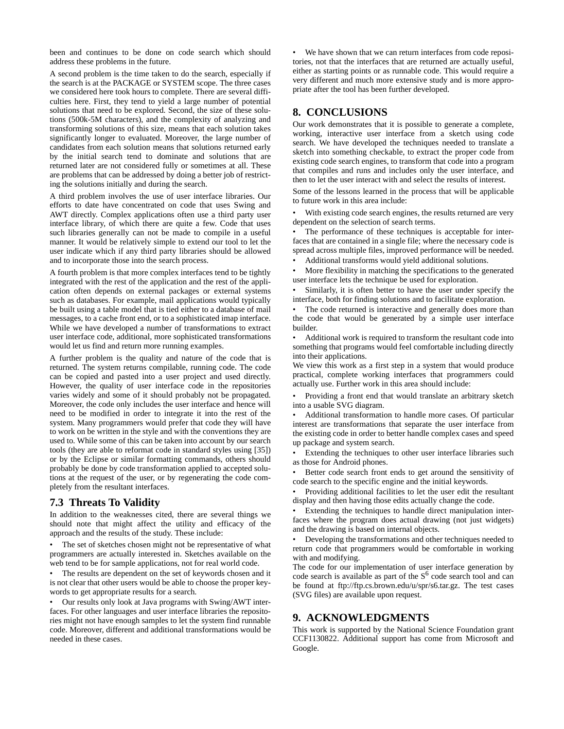been and continues to be done on code search which should address these problems in the future.

A second problem is the time taken to do the search, especially if the search is at the PACKAGE or SYSTEM scope. The three cases we considered here took hours to complete. There are several difficulties here. First, they tend to yield a large number of potential solutions that need to be explored. Second, the size of these solutions (500k-5M characters), and the complexity of analyzing and transforming solutions of this size, means that each solution takes significantly longer to evaluated. Moreover, the large number of candidates from each solution means that solutions returned early by the initial search tend to dominate and solutions that are returned later are not considered fully or sometimes at all. These are problems that can be addressed by doing a better job of restricting the solutions initially and during the search.

A third problem involves the use of user interface libraries. Our efforts to date have concentrated on code that uses Swing and AWT directly. Complex applications often use a third party user interface library, of which there are quite a few. Code that uses such libraries generally can not be made to compile in a useful manner. It would be relatively simple to extend our tool to let the user indicate which if any third party libraries should be allowed and to incorporate those into the search process.

A fourth problem is that more complex interfaces tend to be tightly integrated with the rest of the application and the rest of the application often depends on external packages or external systems such as databases. For example, mail applications would typically be built using a table model that is tied either to a database of mail messages, to a cache front end, or to a sophisticated imap interface. While we have developed a number of transformations to extract user interface code, additional, more sophisticated transformations would let us find and return more running examples.

A further problem is the quality and nature of the code that is returned. The system returns compilable, running code. The code can be copied and pasted into a user project and used directly. However, the quality of user interface code in the repositories varies widely and some of it should probably not be propagated. Moreover, the code only includes the user interface and hence will need to be modified in order to integrate it into the rest of the system. Many programmers would prefer that code they will have to work on be written in the style and with the conventions they are used to. While some of this can be taken into account by our search tools (they are able to reformat code in standard styles using [35]) or by the Eclipse or similar formatting commands, others should probably be done by code transformation applied to accepted solutions at the request of the user, or by regenerating the code completely from the resultant interfaces.

### 7.3 Threats To Validity

In addition to the weaknesses cited, there are several things we should note that might affect the utility and efficacy of the approach and the results of the study. These include:

- The set of sketches chosen might not be representative of what programmers are actually interested in. Sketches available on the web tend to be for sample applications, not for real world code.
- The results are dependent on the set of keywords chosen and it is not clear that other users would be able to choose the proper keywords to get appropriate results for a search.
- Our results only look at Java programs with Swing/AWT interfaces. For other languages and user interface libraries the repositories might not have enough samples to let the system find runnable code. Moreover, different and additional transformations would be needed in these cases.
- We have shown that we can return interfaces from code repositories, not that the interfaces that are returned are actually useful, either as starting points or as runnable code. This would require a very different and much more extensive study and is more appropriate after the tool has been further developed.

## 8. CONCLUSIONS

Our work demonstrates that it is possible to generate a complete, working, interactive user interface from a sketch using code search. We have developed the techniques needed to translate a sketch into something checkable, to extract the proper code from existing code search engines, to transform that code into a program that compiles and runs and includes only the user interface, and then to let the user interact with and select the results of interest.

Some of the lessons learned in the process that will be applicable to future work in this area include:

- With existing code search engines, the results returned are very dependent on the selection of search terms.
- The performance of these techniques is acceptable for interfaces that are contained in a single file; where the necessary code is spread across multiple files, improved performance will be needed.
- Additional transforms would yield additional solutions.
- More flexibility in matching the specifications to the generated user interface lets the technique be used for exploration.
- Similarly, it is often better to have the user under specify the interface, both for finding solutions and to facilitate exploration.
- The code returned is interactive and generally does more than the code that would be generated by a simple user interface builder.
- Additional work is required to transform the resultant code into something that programs would feel comfortable including directly into their applications.

We view this work as a first step in a system that would produce practical, complete working interfaces that programmers could actually use. Further work in this area should include:

- Providing a front end that would translate an arbitrary sketch into a usable SVG diagram.
- Additional transformation to handle more cases. Of particular interest are transformations that separate the user interface from the existing code in order to better handle complex cases and speed up package and system search.
- Extending the techniques to other user interface libraries such as those for Android phones.
- Better code search front ends to get around the sensitivity of code search to the specific engine and the initial keywords.
- Providing additional facilities to let the user edit the resultant display and then having those edits actually change the code.
- Extending the techniques to handle direct manipulation interfaces where the program does actual drawing (not just widgets) and the drawing is based on internal objects.
- Developing the transformations and other techniques needed to return code that programmers would be comfortable in working with and modifying.

The code for our implementation of user interface generation by code search is available as part of the $S^6$ code search tool and can be found at ftp://ftp.cs.brown.edu/u/spr/s6.tar.gz. The test cases (SVG files) are available upon request.

## 9. ACKNOWLEDGMENTS

This work is supported by the National Science Foundation grant CCF1130822. Additional support has come from Microsoft and Google.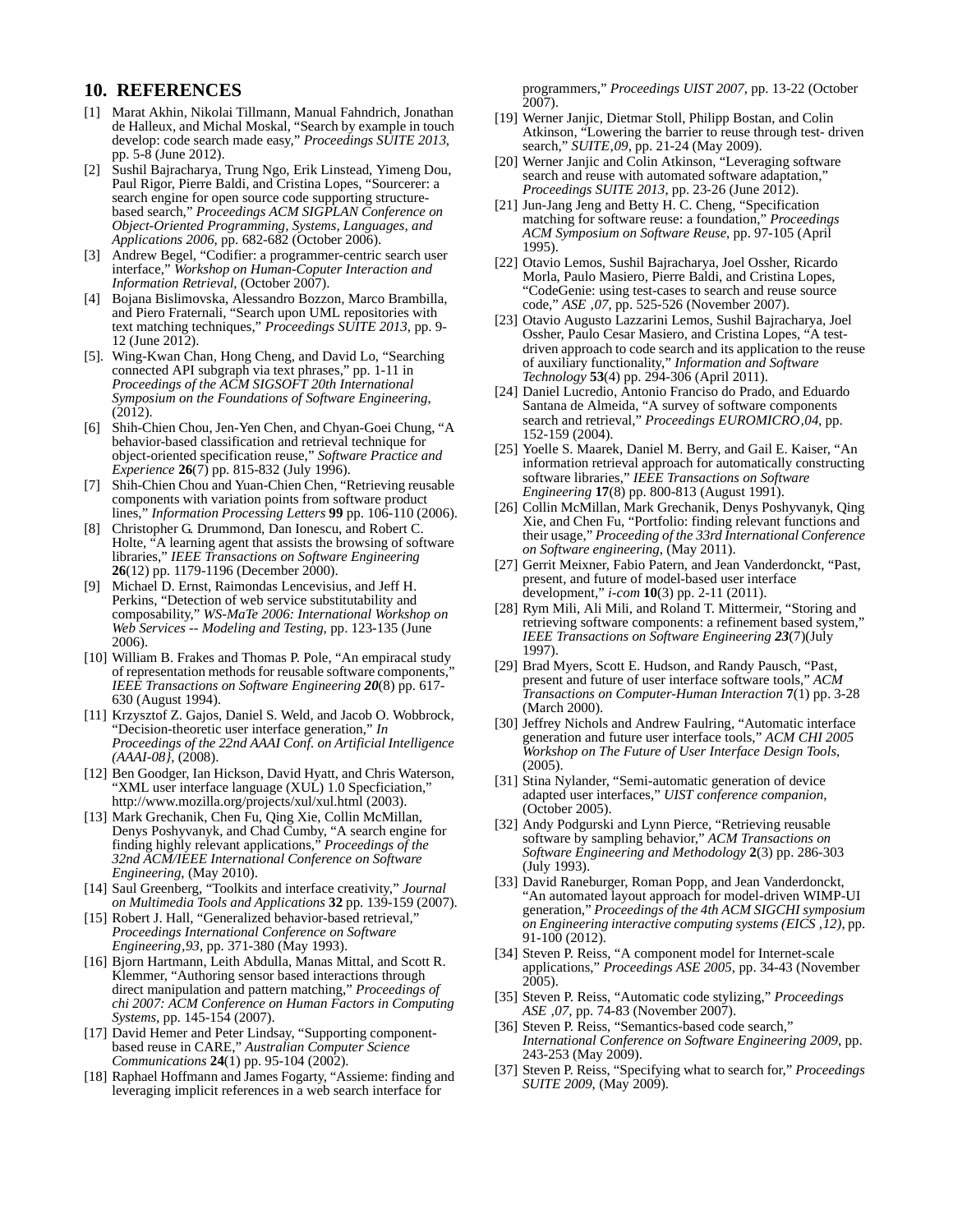## 10. REFERENCES

[1] Marat Akhin, Nikolai Tillmann, Manual Fahndrich, Jonathan de Halleux, and Michal Moskal, "Search by example in touch develop: code search made easy," *Proceedings SUITE 2013*, pp. 5-8 (June 2012).

[2] Sushil Bajracharya, Trung Ngo, Erik Linstead, Yimeng Dou, Paul Rigor, Pierre Baldi, and Cristina Lopes, "Sourcerer: a search engine for open source code supporting structure-based search," *Proceedings ACM SIGPLAN Conference on Object-Oriented Programming, Systems, Languages, and Applications 2006*, pp. 682-682 (October 2006).

[3] Andrew Begel, "Codifier: a programmer-centric search user interface," *Workshop on Human-Coputer Interaction and Information Retrieval*, (October 2007).

[4] Bojana Bislimovska, Alessandro Bozzon, Marco Brambilla, and Piero Fraternali, "Search upon UML repositories with text matching techniques," *Proceedings SUITE 2013*, pp. 9-12 (June 2012).

[5]. Wing-Kwan Chan, Hong Cheng, and David Lo, "Searching connected API subgraph via text phrases," pp. 1-11 in *Proceedings of the ACM SIGSOFT 20th International Symposium on the Foundations of Software Engineering*, (2012).

[6] Shih-Chien Chou, Jen-Yen Chen, and Chyan-Goei Chung, "A behavior-based classification and retrieval technique for object-oriented specification reuse," *Software Practice and Experience* **26**(7) pp. 815-832 (July 1996).

[7] Shih-Chien Chou and Yuan-Chien Chen, "Retrieving reusable components with variation points from software product lines," *Information Processing Letters* **99** pp. 106-110 (2006).

[8] Christopher G. Drummond, Dan Ionescu, and Robert C. Holte, "A learning agent that assists the browsing of software libraries," *IEEE Transactions on Software Engineering* **26**(12) pp. 1179-1196 (December 2000).

[9] Michael D. Ernst, Raimondas Lencevisius, and Jeff H. Perkins, "Detection of web service substitutability and composability," *WS-MaTe 2006: International Workshop on Web Services -- Modeling and Testing*, pp. 123-135 (June 2006).

[10] William B. Frakes and Thomas P. Pole, "An empiracal study of representation methods for reusable software components," *IEEE Transactions on Software Engineering* ***20***(8) pp. 617-630 (August 1994).

[11] Krzysztof Z. Gajos, Daniel S. Weld, and Jacob O. Wobbrock, "Decision-theoretic user interface generation," *In Proceedings of the 22nd AAAI Conf. on Artificial Intelligence (AAAI-08}*, (2008).

[12] Ben Goodger, Ian Hickson, David Hyatt, and Chris Waterson, "XML user interface language (XUL) 1.0 Specficiation," http://www.mozilla.org/projects/xul/xul.html (2003).

[13] Mark Grechanik, Chen Fu, Qing Xie, Collin McMillan, Denys Poshyvanyk, and Chad Cumby, "A search engine for finding highly relevant applications," *Proceedings of the 32nd ACM/IEEE International Conference on Software Engineering*, (May 2010).

[14] Saul Greenberg, "Toolkits and interface creativity," *Journal on Multimedia Tools and Applications* **32** pp. 139-159 (2007).

[15] Robert J. Hall, "Generalized behavior-based retrieval," *Proceedings International Conference on Software Engineering,93*, pp. 371-380 (May 1993).

[16] Bjorn Hartmann, Leith Abdulla, Manas Mittal, and Scott R. Klemmer, "Authoring sensor based interactions through direct manipulation and pattern matching," *Proceedings of chi 2007: ACM Conference on Human Factors in Computing Systems*, pp. 145-154 (2007).

[17] David Hemer and Peter Lindsay, "Supporting component-based reuse in CARE," *Australian Computer Science Communications* **24**(1) pp. 95-104 (2002).

[18] Raphael Hoffmann and James Fogarty, "Assieme: finding and leveraging implicit references in a web search interface for programmers," *Proceedings UIST 2007*, pp. 13-22 (October 2007).

[19] Werner Janjic, Dietmar Stoll, Philipp Bostan, and Colin Atkinson, "Lowering the barrier to reuse through test- driven search," *SUITE,09*, pp. 21-24 (May 2009).

[20] Werner Janjic and Colin Atkinson, "Leveraging software search and reuse with automated software adaptation," *Proceedings SUITE 2013*, pp. 23-26 (June 2012).

[21] Jun-Jang Jeng and Betty H. C. Cheng, "Specification matching for software reuse: a foundation," *Proceedings ACM Symposium on Software Reuse*, pp. 97-105 (April 1995).

[22] Otavio Lemos, Sushil Bajracharya, Joel Ossher, Ricardo Morla, Paulo Masiero, Pierre Baldi, and Cristina Lopes, "CodeGenie: using test-cases to search and reuse source code," *ASE ,07*, pp. 525-526 (November 2007).

[23] Otavio Augusto Lazzarini Lemos, Sushil Bajracharya, Joel Ossher, Paulo Cesar Masiero, and Cristina Lopes, "A test-driven approach to code search and its application to the reuse of auxiliary functionality," *Information and Software Technology* **53**(4) pp. 294-306 (April 2011).

[24] Daniel Lucredio, Antonio Franciso do Prado, and Eduardo Santana de Almeida, "A survey of software components search and retrieval," *Proceedings EUROMICRO,04*, pp. 152-159 (2004).

[25] Yoelle S. Maarek, Daniel M. Berry, and Gail E. Kaiser, "An information retrieval approach for automatically constructing software libraries," *IEEE Transactions on Software Engineering* **17**(8) pp. 800-813 (August 1991).

[26] Collin McMillan, Mark Grechanik, Denys Poshyvanyk, Qing Xie, and Chen Fu, "Portfolio: finding relevant functions and their usage," *Proceeding of the 33rd International Conference on Software engineering*, (May 2011).

[27] Gerrit Meixner, Fabio Patern, and Jean Vanderdonckt, "Past, present, and future of model-based user interface development," *i-com* **10**(3) pp. 2-11 (2011).

[28] Rym Mili, Ali Mili, and Roland T. Mittermeir, "Storing and retrieving software components: a refinement based system," *IEEE Transactions on Software Engineering* ***23***(7)(July 1997).

[29] Brad Myers, Scott E. Hudson, and Randy Pausch, "Past, present and future of user interface software tools," *ACM Transactions on Computer-Human Interaction* **7**(1) pp. 3-28 (March 2000).

[30] Jeffrey Nichols and Andrew Faulring, "Automatic interface generation and future user interface tools," *ACM CHI 2005 Workshop on The Future of User Interface Design Tools*, (2005).

[31] Stina Nylander, "Semi-automatic generation of device adapted user interfaces," *UIST conference companion*, (October 2005).

[32] Andy Podgurski and Lynn Pierce, "Retrieving reusable software by sampling behavior," *ACM Transactions on Software Engineering and Methodology* **2**(3) pp. 286-303 (July 1993).

[33] David Raneburger, Roman Popp, and Jean Vanderdonckt, "An automated layout approach for model-driven WIMP-UI generation," *Proceedings of the 4th ACM SIGCHI symposium on Engineering interactive computing systems (EICS ,12)*, pp. 91-100 (2012).

[34] Steven P. Reiss, "A component model for Internet-scale applications," *Proceedings ASE 2005*, pp. 34-43 (November 2005).

[35] Steven P. Reiss, "Automatic code stylizing," *Proceedings ASE ,07*, pp. 74-83 (November 2007).

[36] Steven P. Reiss, "Semantics-based code search," *International Conference on Software Engineering 2009*, pp. 243-253 (May 2009).

[37] Steven P. Reiss, "Specifying what to search for," *Proceedings SUITE 2009*, (May 2009).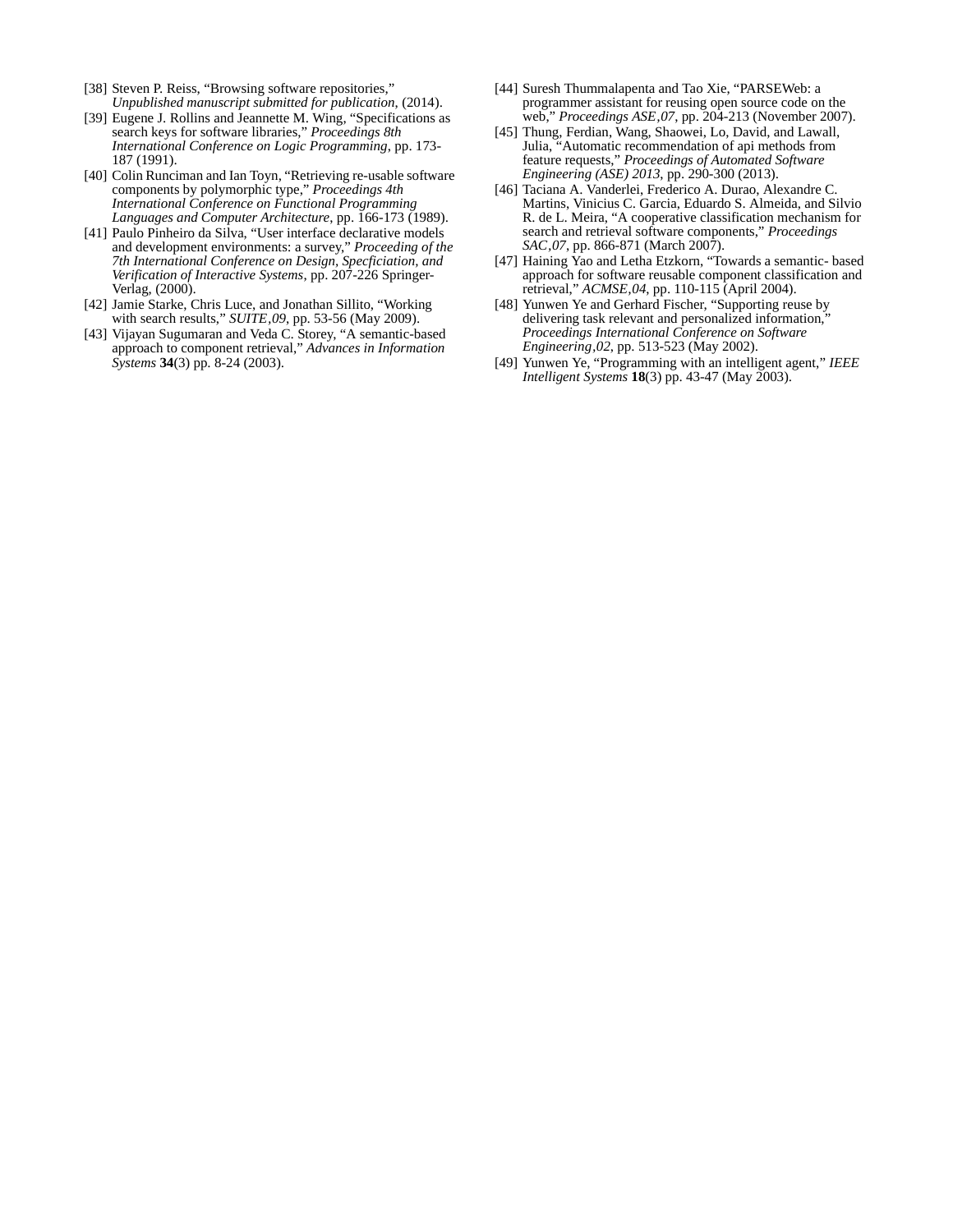[38] Steven P. Reiss, "Browsing software repositories," *Unpublished manuscript submitted for publication*, (2014).

[39] Eugene J. Rollins and Jeannette M. Wing, "Specifications as search keys for software libraries," *Proceedings 8th International Conference on Logic Programming*, pp. 173-187 (1991).

[40] Colin Runciman and Ian Toyn, "Retrieving re-usable software components by polymorphic type," *Proceedings 4th International Conference on Functional Programming Languages and Computer Architecture*, pp. 166-173 (1989).

[41] Paulo Pinheiro da Silva, "User interface declarative models and development environments: a survey," *Proceeding of the 7th International Conference on Design, Specficiation, and Verification of Interactive Systems*, pp. 207-226 Springer-Verlag, (2000).

[42] Jamie Starke, Chris Luce, and Jonathan Sillito, "Working with search results," *SUITE,09*, pp. 53-56 (May 2009).

[43] Vijayan Sugumaran and Veda C. Storey, "A semantic-based approach to component retrieval," *Advances in Information Systems* **34**(3) pp. 8-24 (2003).

[44] Suresh Thummalapenta and Tao Xie, "PARSEWeb: a programmer assistant for reusing open source code on the web," *Proceedings ASE,07*, pp. 204-213 (November 2007).

[45] Thung, Ferdian, Wang, Shaowei, Lo, David, and Lawall, Julia, "Automatic recommendation of api methods from feature requests," *Proceedings of Automated Software Engineering (ASE) 2013*, pp. 290-300 (2013).

[46] Taciana A. Vanderlei, Frederico A. Durao, Alexandre C. Martins, Vinicius C. Garcia, Eduardo S. Almeida, and Silvio R. de L. Meira, "A cooperative classification mechanism for search and retrieval software components," *Proceedings SAC,07*, pp. 866-871 (March 2007).

[47] Haining Yao and Letha Etzkorn, "Towards a semantic- based approach for software reusable component classification and retrieval," *ACMSE,04*, pp. 110-115 (April 2004).

[48] Yunwen Ye and Gerhard Fischer, "Supporting reuse by delivering task relevant and personalized information," *Proceedings International Conference on Software Engineering,02*, pp. 513-523 (May 2002).

[49] Yunwen Ye, "Programming with an intelligent agent," *IEEE Intelligent Systems* **18**(3) pp. 43-47 (May 2003).